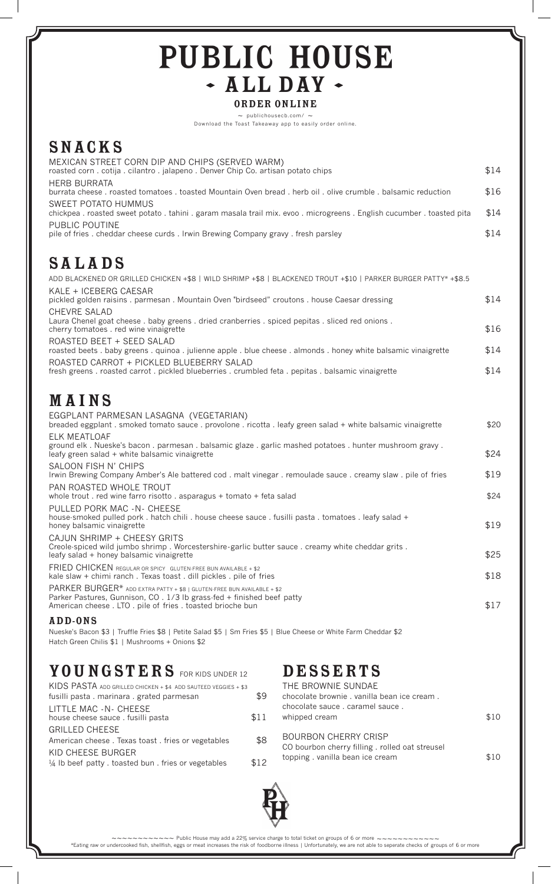# PUBLIC HOUSE
## - ALL DAY -

**ORDER ONLINE**

~ publichousecb.com/ ~
Download the Toast Takeaway app to easily order online.

## SNACKS

MEXICAN STREET CORN DIP AND CHIPS (SERVED WARM) — $14
roasted corn . cotija . cilantro . jalapeno . Denver Chip Co. artisan potato chips

HERB BURRATA — $16
burrata cheese . roasted tomatoes . toasted Mountain Oven bread . herb oil . olive crumble . balsamic reduction

SWEET POTATO HUMMUS — $14
chickpea . roasted sweet potato . tahini . garam masala trail mix. evoo . microgreens . English cucumber . toasted pita

PUBLIC POUTINE — $14
pile of fries . cheddar cheese curds . Irwin Brewing Company gravy . fresh parsley

## SALADS

ADD BLACKENED OR GRILLED CHICKEN +$8 | WILD SHRIMP +$8 | BLACKENED TROUT +$10 | PARKER BURGER PATTY* +$8.5

KALE + ICEBERG CAESAR — $14
pickled golden raisins . parmesan . Mountain Oven "birdseed" croutons . house Caesar dressing

CHEVRE SALAD — $16
Laura Chenel goat cheese . baby greens . dried cranberries . spiced pepitas . sliced red onions . cherry tomatoes . red wine vinaigrette

ROASTED BEET + SEED SALAD — $14
roasted beets . baby greens . quinoa . julienne apple . blue cheese . almonds . honey white balsamic vinaigrette

ROASTED CARROT + PICKLED BLUEBERRY SALAD — $14
fresh greens . roasted carrot . pickled blueberries . crumbled feta . pepitas . balsamic vinaigrette

## MAINS

EGGPLANT PARMESAN LASAGNA (VEGETARIAN) — $20
breaded eggplant . smoked tomato sauce . provolone . ricotta . leafy green salad + white balsamic vinaigrette

ELK MEATLOAF — $24
ground elk . Nueske's bacon . parmesan . balsamic glaze . garlic mashed potatoes . hunter mushroom gravy . leafy green salad + white balsamic vinaigrette

SALOON FISH N' CHIPS — $19
Irwin Brewing Company Amber's Ale battered cod . malt vinegar . remoulade sauce . creamy slaw . pile of fries

PAN ROASTED WHOLE TROUT — $24
whole trout . red wine farro risotto . asparagus + tomato + feta salad

PULLED PORK MAC -N- CHEESE — $19
house-smoked pulled pork . hatch chili . house cheese sauce . fusilli pasta . tomatoes . leafy salad + honey balsamic vinaigrette

CAJUN SHRIMP + CHEESY GRITS — $25
Creole-spiced wild jumbo shrimp . Worcestershire-garlic butter sauce . creamy white cheddar grits . leafy salad + honey balsamic vinaigrette

FRIED CHICKEN REGULAR OR SPICY GLUTEN-FREE BUN AVAILABLE + $2 — $18
kale slaw + chimi ranch . Texas toast . dill pickles . pile of fries

PARKER BURGER* ADD EXTRA PATTY + $8 | GLUTEN-FREE BUN AVAILABLE + $2 — $17
Parker Pastures, Gunnison, CO . 1/3 lb grass-fed + finished beef patty American cheese . LTO . pile of fries . toasted brioche bun

### ADD-ONS

Nueske's Bacon $3 | Truffle Fries $8 | Petite Salad $5 | Sm Fries $5 | Blue Cheese or White Farm Cheddar $2
Hatch Green Chilis $1 | Mushrooms + Onions $2

## YOUNGSTERS FOR KIDS UNDER 12

KIDS PASTA ADD GRILLED CHICKEN + $4 ADD SAUTEED VEGGIES + $3 — $9
fusilli pasta . marinara . grated parmesan

LITTLE MAC -N- CHEESE — $11
house cheese sauce . fusilli pasta

GRILLED CHEESE — $8
American cheese . Texas toast . fries or vegetables

KID CHEESE BURGER — $12
¼ lb beef patty . toasted bun . fries or vegetables

## DESSERTS

THE BROWNIE SUNDAE — $10
chocolate brownie . vanilla bean ice cream . chocolate sauce . caramel sauce . whipped cream

BOURBON CHERRY CRISP — $10
CO bourbon cherry filling . rolled oat streusel topping . vanilla bean ice cream

~~~~~~~~~~~~ Public House may add a 22% service charge to total ticket on groups of 6 or more ~~~~~~~~~~~~

*Eating raw or undercooked fish, shellfish, eggs or meat increases the risk of foodborne illness | Unfortunately, we are not able to seperate checks of groups of 6 or more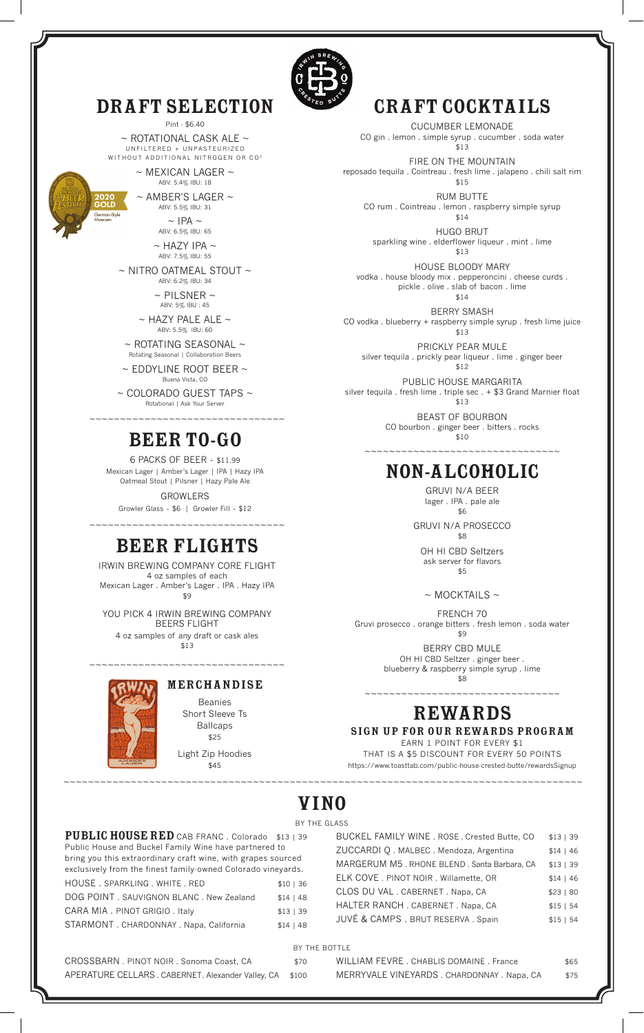# DRAFT SELECTION

Pint - $6.40

~ ROTATIONAL CASK ALE ~
UNFILTERED + UNPASTEURIZED
WITHOUT ADDITIONAL NITROGEN OR $CO^2$

~ MEXICAN LAGER ~
ABV: 5.4% IBU: 18

2020 GOLD German-Style Maerzen

~ AMBER'S LAGER ~
ABV: 5.5% IBU: 31

~ IPA ~
ABV: 6.5% IBU: 65

~ HAZY IPA ~
ABV: 7.5% IBU: 55

~ NITRO OATMEAL STOUT ~
ABV: 6.2% IBU: 34

~ PILSNER ~
ABV: 5% IBU : 45

~ HAZY PALE ALE ~
ABV: 5.5% IBU: 60

~ ROTATING SEASONAL ~
Rotating Seasonal | Collaboration Beers

~ EDDYLINE ROOT BEER ~
Buena Vista, CO

~ COLORADO GUEST TAPS ~
Rotational | Ask Your Server

# BEER TO-GO

6 PACKS OF BEER - $11.99
Mexican Lager | Amber's Lager | IPA | Hazy IPA
Oatmeal Stout | Pilsner | Hazy Pale Ale

GROWLERS
Growler Glass - $6 | Growler Fill - $12

# BEER FLIGHTS

IRWIN BREWING COMPANY CORE FLIGHT
4 oz samples of each
Mexican Lager . Amber's Lager . IPA . Hazy IPA
$9

YOU PICK 4 IRWIN BREWING COMPANY BEERS FLIGHT
4 oz samples of any draft or cask ales
$13

## MERCHANDISE

Beanies
Short Sleeve Ts
Ballcaps
$25

Light Zip Hoodies
$45

# CRAFT COCKTAILS

CUCUMBER LEMONADE
CO gin . lemon . simple syrup . cucumber . soda water
$13

FIRE ON THE MOUNTAIN
reposado tequila . Cointreau . fresh lime . jalapeno . chili salt rim
$15

RUM BUTTE
CO rum . Cointreau . lemon . raspberry simple syrup
$14

HUGO BRUT
sparkling wine . elderflower liqueur . mint . lime
$13

HOUSE BLOODY MARY
vodka . house bloody mix . pepperoncini . cheese curds . pickle . olive . slab of bacon . lime
$14

BERRY SMASH
CO vodka . blueberry + raspberry simple syrup . fresh lime juice
$13

PRICKLY PEAR MULE
silver tequila . prickly pear liqueur . lime . ginger beer
$12

PUBLIC HOUSE MARGARITA
silver tequila . fresh lime . triple sec . + $3 Grand Marnier float
$13

BEAST OF BOURBON
CO bourbon . ginger beer . bitters . rocks
$10

# NON-ALCOHOLIC

GRUVI N/A BEER
lager . IPA . pale ale
$6

GRUVI N/A PROSECCO
$8

OH HI CBD Seltzers
ask server for flavors
$5

~ MOCKTAILS ~

FRENCH 70
Gruvi prosecco . orange bitters . fresh lemon . soda water
$9

BERRY CBD MULE
OH HI CBD Seltzer . ginger beer . blueberry & raspberry simple syrup . lime
$8

# REWARDS

## SIGN UP FOR OUR REWARDS PROGRAM

EARN 1 POINT FOR EVERY $1
THAT IS A $5 DISCOUNT FOR EVERY 50 POINTS
https://www.toasttab.com/public-house-crested-butte/rewardsSignup

# VINO

BY THE GLASS

**PUBLIC HOUSE RED** CAB FRANC . Colorado $13 | 39
Public House and Buckel Family Wine have partnered to bring you this extraordinary craft wine, with grapes sourced exclusively from the finest family-owned Colorado vineyards.

| | |
|---|---|
| HOUSE . SPARKLING . WHITE . RED | $10 \| 36 |
| DOG POINT . SAUVIGNON BLANC . New Zealand | $14 \| 48 |
| CARA MIA . PINOT GRIGIO . Italy | $13 \| 39 |
| STARMONT . CHARDONNAY . Napa, California | $14 \| 48 |
| BUCKEL FAMILY WINE . ROSE . Crested Butte, CO | $13 \| 39 |
| ZUCCARDI Q . MALBEC . Mendoza, Argentina | $14 \| 46 |
| MARGERUM M5 . RHONE BLEND . Santa Barbara, CA | $13 \| 39 |
| ELK COVE . PINOT NOIR . Willamette, OR | $14 \| 46 |
| CLOS DU VAL . CABERNET . Napa, CA | $23 \| 80 |
| HALTER RANCH . CABERNET . Napa, CA | $15 \| 54 |
| JUVÉ & CAMPS . BRUT RESERVA . Spain | $15 \| 54 |

BY THE BOTTLE

| | |
|---|---|
| CROSSBARN . PINOT NOIR . Sonoma Coast, CA | $70 |
| APERATURE CELLARS . CABERNET. Alexander Valley, CA | $100 |
| WILLIAM FEVRE . CHABLIS DOMAINE . France | $65 |
| MERRYVALE VINEYARDS . CHARDONNAY . Napa, CA | $75 |